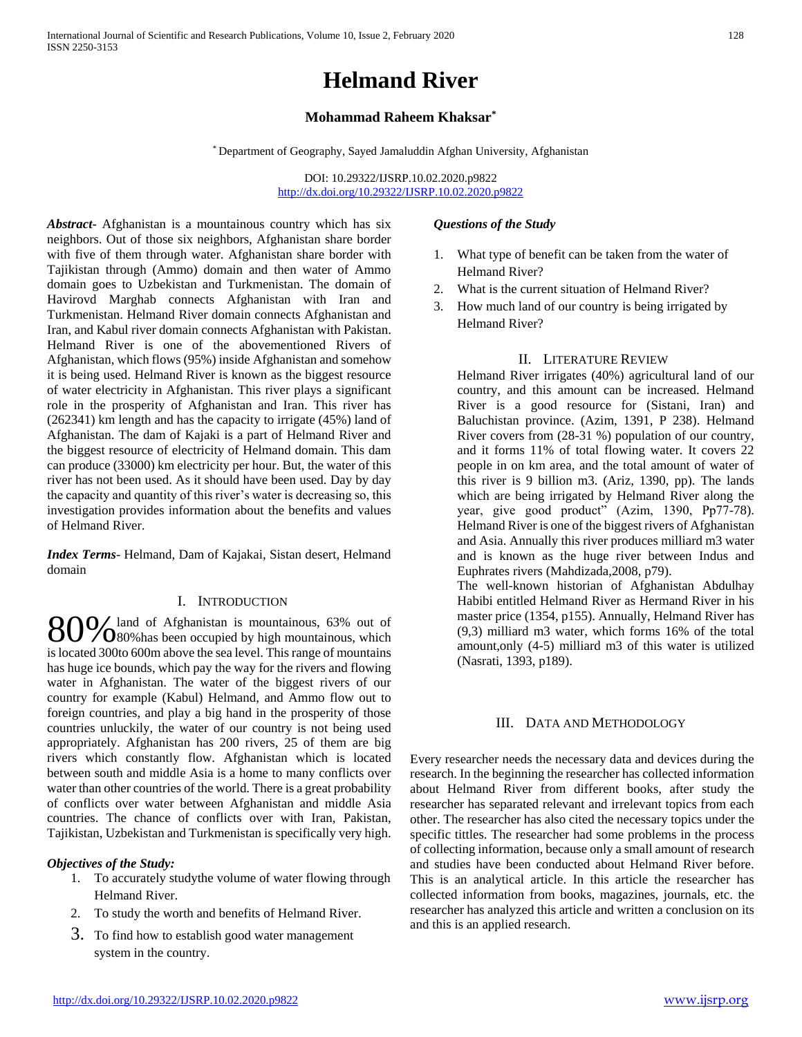# Helmand River

**Mohammad Raheem Khaksar***

* Department of Geography, Sayed Jamaluddin Afghan University, Afghanistan

DOI: 10.29322/IJSRP.10.02.2020.p9822
http://dx.doi.org/10.29322/IJSRP.10.02.2020.p9822

***Abstract-*** Afghanistan is a mountainous country which has six neighbors. Out of those six neighbors, Afghanistan share border with five of them through water. Afghanistan share border with Tajikistan through (Ammo) domain and then water of Ammo domain goes to Uzbekistan and Turkmenistan. The domain of Havirovd Marghab connects Afghanistan with Iran and Turkmenistan. Helmand River domain connects Afghanistan and Iran, and Kabul river domain connects Afghanistan with Pakistan. Helmand River is one of the abovementioned Rivers of Afghanistan, which flows (95%) inside Afghanistan and somehow it is being used. Helmand River is known as the biggest resource of water electricity in Afghanistan. This river plays a significant role in the prosperity of Afghanistan and Iran. This river has (262341) km length and has the capacity to irrigate (45%) land of Afghanistan. The dam of Kajaki is a part of Helmand River and the biggest resource of electricity of Helmand domain. This dam can produce (33000) km electricity per hour. But, the water of this river has not been used. As it should have been used. Day by day the capacity and quantity of this river's water is decreasing so, this investigation provides information about the benefits and values of Helmand River.

***Index Terms*-** Helmand, Dam of Kajakai, Sistan desert, Helmand domain

## I. Introduction

80% land of Afghanistan is mountainous, 63% out of 80%has been occupied by high mountainous, which is located 300to 600m above the sea level. This range of mountains has huge ice bounds, which pay the way for the rivers and flowing water in Afghanistan. The water of the biggest rivers of our country for example (Kabul) Helmand, and Ammo flow out to foreign countries, and play a big hand in the prosperity of those countries unluckily, the water of our country is not being used appropriately. Afghanistan has 200 rivers, 25 of them are big rivers which constantly flow. Afghanistan which is located between south and middle Asia is a home to many conflicts over water than other countries of the world. There is a great probability of conflicts over water between Afghanistan and middle Asia countries. The chance of conflicts over with Iran, Pakistan, Tajikistan, Uzbekistan and Turkmenistan is specifically very high.

***Objectives of the Study:***

1. To accurately studythe volume of water flowing through Helmand River.
2. To study the worth and benefits of Helmand River.
3. To find how to establish good water management system in the country.

***Questions of the Study***

1. What type of benefit can be taken from the water of Helmand River?
2. What is the current situation of Helmand River?
3. How much land of our country is being irrigated by Helmand River?

## II. Literature Review

Helmand River irrigates (40%) agricultural land of our country, and this amount can be increased. Helmand River is a good resource for (Sistani, Iran) and Baluchistan province. (Azim, 1391, P 238). Helmand River covers from (28-31 %) population of our country, and it forms 11% of total flowing water. It covers 22 people in on km area, and the total amount of water of this river is 9 billion m3. (Ariz, 1390, pp). The lands which are being irrigated by Helmand River along the year, give good product" (Azim, 1390, Pp77-78). Helmand River is one of the biggest rivers of Afghanistan and Asia. Annually this river produces milliard m3 water and is known as the huge river between Indus and Euphrates rivers (Mahdizada,2008, p79).

The well-known historian of Afghanistan Abdulhay Habibi entitled Helmand River as Hermand River in his master price (1354, p155). Annually, Helmand River has (9,3) milliard m3 water, which forms 16% of the total amount,only (4-5) milliard m3 of this water is utilized (Nasrati, 1393, p189).

## III. Data and Methodology

Every researcher needs the necessary data and devices during the research. In the beginning the researcher has collected information about Helmand River from different books, after study the researcher has separated relevant and irrelevant topics from each other. The researcher has also cited the necessary topics under the specific tittles. The researcher had some problems in the process of collecting information, because only a small amount of research and studies have been conducted about Helmand River before. This is an analytical article. In this article the researcher has collected information from books, magazines, journals, etc. the researcher has analyzed this article and written a conclusion on its and this is an applied research.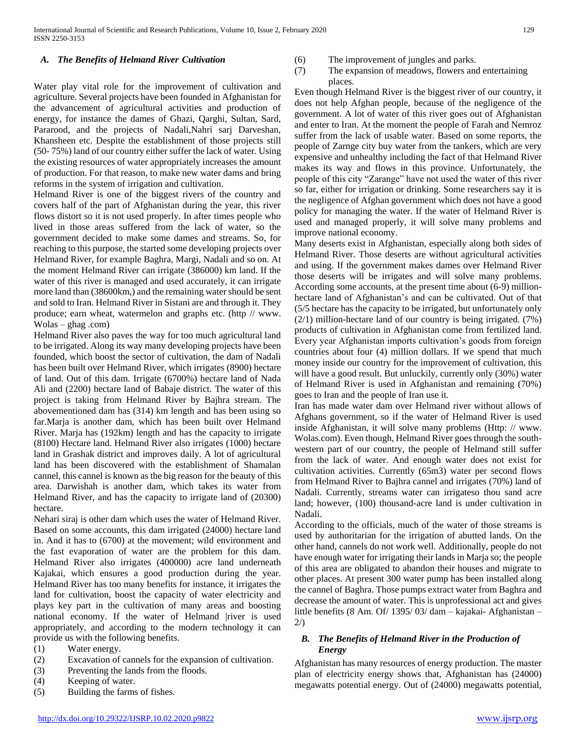### *A. The Benefits of Helmand River Cultivation*

Water play vital role for the improvement of cultivation and agriculture. Several projects have been founded in Afghanistan for the advancement of agricultural activities and production of energy, for instance the dames of Ghazi, Qarghi, Sultan, Sard, Pararood, and the projects of Nadali,Nahri sarj Darveshan, Khansheen etc. Despite the establishment of those projects still (50- 75%) land of our country either suffer the lack of water. Using the existing resources of water appropriately increases the amount of production. For that reason, to make new water dams and bring reforms in the system of irrigation and cultivation.

Helmand River is one of the biggest rivers of the country and covers half of the part of Afghanistan during the year, this river flows distort so it is not used properly. In after times people who lived in those areas suffered from the lack of water, so the government decided to make some dames and streams. So, for reaching to this purpose, the started some developing projects over Helmand River, for example Baghra, Margi, Nadali and so on. At the moment Helmand River can irrigate (386000) km land. If the water of this river is managed and used accurately, it can irrigate more land than (38600km,) and the remaining water should be sent and sold to Iran. Helmand River in Sistani are and through it. They produce; earn wheat, watermelon and graphs etc. (http // www. Wolas – ghag .com)

Helmand River also paves the way for too much agricultural land to be irrigated. Along its way many developing projects have been founded, which boost the sector of cultivation, the dam of Nadali has been built over Helmand River, which irrigates (8900) hectare of land. Out of this dam. Irrigate (6700%) hectare land of Nada Ali and (2200) hectare land of Babaje district. The water of this project is taking from Helmand River by Bajhra stream. The abovementioned dam has (314) km length and has been using so far.Marja is another dam, which has been built over Helmand River. Marja has (192km) length and has the capacity to irrigate (8100) Hectare land. Helmand River also irrigates (1000) hectare land in Grashak district and improves daily. A lot of agricultural land has been discovered with the establishment of Shamalan cannel, this cannel is known as the big reason for the beauty of this area. Darwishah is another dam, which takes its water from Helmand River, and has the capacity to irrigate land of (20300) hectare.

Nehari siraj is other dam which uses the water of Helmand River. Based on some accounts, this dam irrigated (24000) hectare land in. And it has to (6700) at the movement; wild environment and the fast evaporation of water are the problem for this dam. Helmand River also irrigates (400000) acre land underneath Kajakai, which ensures a good production during the year. Helmand River has too many benefits for instance, it irrigates the land for cultivation, boost the capacity of water electricity and plays key part in the cultivation of many areas and boosting national economy. If the water of Helmand |river is used appropriately, and according to the modern technology it can provide us with the following benefits.

(1) Water energy.
(2) Excavation of cannels for the expansion of cultivation.
(3) Preventing the lands from the floods.
(4) Keeping of water.
(5) Building the farms of fishes.
(6) The improvement of jungles and parks.
(7) The expansion of meadows, flowers and entertaining places.

Even though Helmand River is the biggest river of our country, it does not help Afghan people, because of the negligence of the government. A lot of water of this river goes out of Afghanistan and enter to Iran. At the moment the people of Farah and Nemroz suffer from the lack of usable water. Based on some reports, the people of Zarnge city buy water from the tankers, which are very expensive and unhealthy including the fact of that Helmand River makes its way and flows in this province. Unfortunately, the people of this city "Zarange" have not used the water of this river so far, either for irrigation or drinking. Some researchers say it is the negligence of Afghan government which does not have a good policy for managing the water. If the water of Helmand River is used and managed properly, it will solve many problems and improve national economy.

Many deserts exist in Afghanistan, especially along both sides of Helmand River. Those deserts are without agricultural activities and using. If the government makes dames over Helmand River those deserts will be irrigates and will solve many problems. According some accounts, at the present time about (6-9) million-hectare land of Afghanistan's and can be cultivated. Out of that (5/5 hectare has the capacity to be irrigated, but unfortunately only (2/1) million-hectare land of our country is being irrigated. (7%) products of cultivation in Afghanistan come from fertilized land. Every year Afghanistan imports cultivation's goods from foreign countries about four (4) million dollars. If we spend that much money inside our country for the improvement of cultivation, this will have a good result. But unluckily, currently only (30%) water of Helmand River is used in Afghanistan and remaining (70%) goes to Iran and the people of Iran use it.

Iran has made water dam over Helmand river without allows of Afghans government, so if the water of Helmand River is used inside Afghanistan, it will solve many problems (Http: // www. Wolas.com). Even though, Helmand River goes through the south-western part of our country, the people of Helmand still suffer from the lack of water. And enough water does not exist for cultivation activities. Currently (65m3) water per second flows from Helmand River to Bajhra cannel and irrigates (70%) land of Nadali. Currently, streams water can irrigateso thou sand acre land; however, (100) thousand-acre land is under cultivation in Nadali.

According to the officials, much of the water of those streams is used by authoritarian for the irrigation of abutted lands. On the other hand, cannels do not work well. Additionally, people do not have enough water for irrigating their lands in Marja so; the people of this area are obligated to abandon their houses and migrate to other places. At present 300 water pump has been installed along the cannel of Baghra. Those pumps extract water from Baghra and decrease the amount of water. This is unprofessional act and gives little benefits (8 Am. Of/ 1395/ 03/ dam – kajakai- Afghanistan – 2/)

### *B. The Benefits of Helmand River in the Production of Energy*

Afghanistan has many resources of energy production. The master plan of electricity energy shows that, Afghanistan has (24000) megawatts potential energy. Out of (24000) megawatts potential,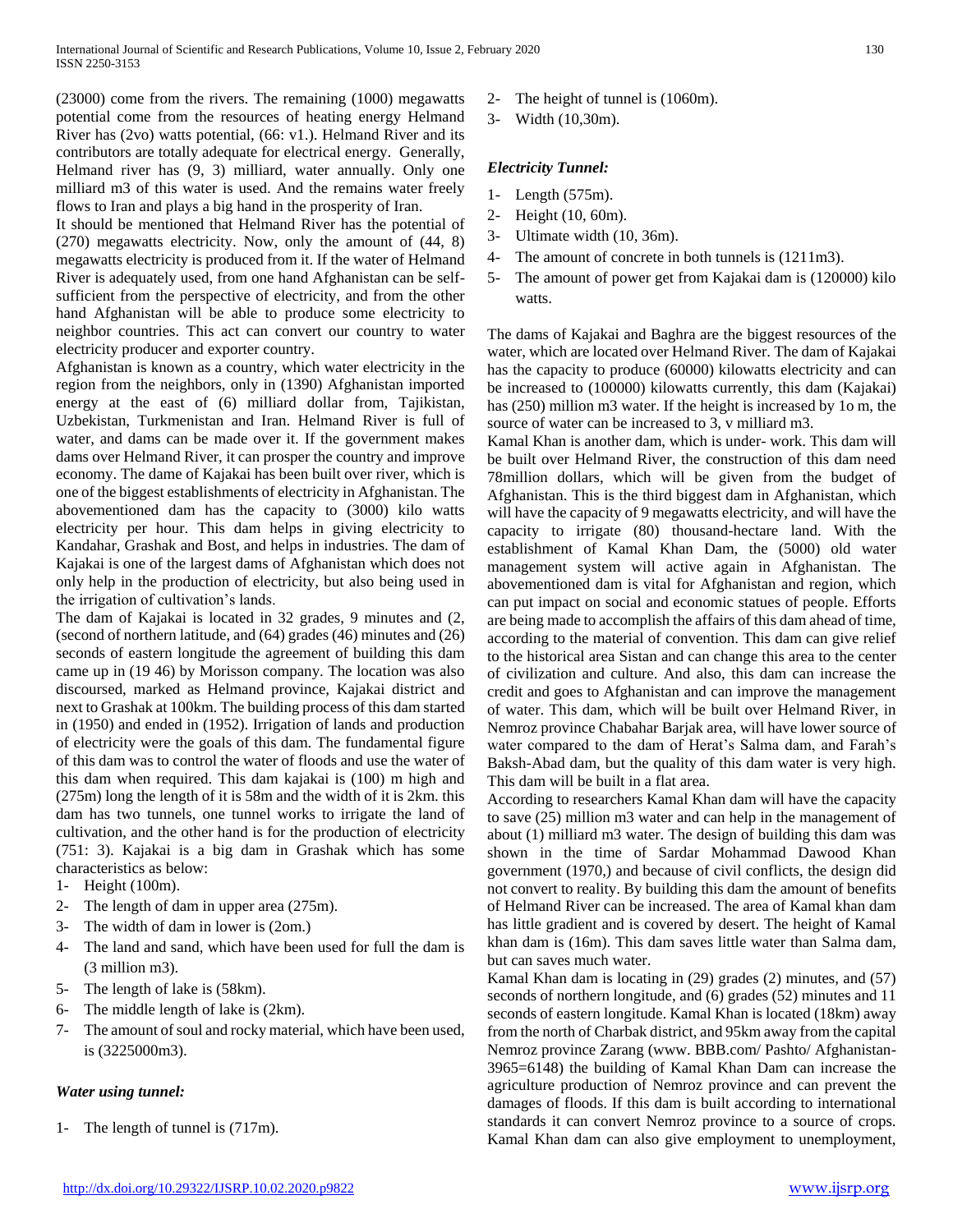(23000) come from the rivers. The remaining (1000) megawatts potential come from the resources of heating energy Helmand River has (2vo) watts potential, (66: v1.). Helmand River and its contributors are totally adequate for electrical energy. Generally, Helmand river has (9, 3) milliard, water annually. Only one milliard m3 of this water is used. And the remains water freely flows to Iran and plays a big hand in the prosperity of Iran.

It should be mentioned that Helmand River has the potential of (270) megawatts electricity. Now, only the amount of (44, 8) megawatts electricity is produced from it. If the water of Helmand River is adequately used, from one hand Afghanistan can be self-sufficient from the perspective of electricity, and from the other hand Afghanistan will be able to produce some electricity to neighbor countries. This act can convert our country to water electricity producer and exporter country.

Afghanistan is known as a country, which water electricity in the region from the neighbors, only in (1390) Afghanistan imported energy at the east of (6) milliard dollar from, Tajikistan, Uzbekistan, Turkmenistan and Iran. Helmand River is full of water, and dams can be made over it. If the government makes dams over Helmand River, it can prosper the country and improve economy. The dame of Kajakai has been built over river, which is one of the biggest establishments of electricity in Afghanistan. The abovementioned dam has the capacity to (3000) kilo watts electricity per hour. This dam helps in giving electricity to Kandahar, Grashak and Bost, and helps in industries. The dam of Kajakai is one of the largest dams of Afghanistan which does not only help in the production of electricity, but also being used in the irrigation of cultivation's lands.

The dam of Kajakai is located in 32 grades, 9 minutes and (2, (second of northern latitude, and (64) grades (46) minutes and (26) seconds of eastern longitude the agreement of building this dam came up in (19 46) by Morisson company. The location was also discoursed, marked as Helmand province, Kajakai district and next to Grashak at 100km. The building process of this dam started in (1950) and ended in (1952). Irrigation of lands and production of electricity were the goals of this dam. The fundamental figure of this dam was to control the water of floods and use the water of this dam when required. This dam kajakai is (100) m high and (275m) long the length of it is 58m and the width of it is 2km. this dam has two tunnels, one tunnel works to irrigate the land of cultivation, and the other hand is for the production of electricity (751: 3). Kajakai is a big dam in Grashak which has some characteristics as below:

1- Height (100m).
2- The length of dam in upper area (275m).
3- The width of dam in lower is (2om.)
4- The land and sand, which have been used for full the dam is (3 million m3).
5- The length of lake is (58km).
6- The middle length of lake is (2km).
7- The amount of soul and rocky material, which have been used, is (3225000m3).

*Water using tunnel:*

1- The length of tunnel is (717m).
2- The height of tunnel is (1060m).
3- Width (10,30m).

*Electricity Tunnel:*

1- Length (575m).
2- Height (10, 60m).
3- Ultimate width (10, 36m).
4- The amount of concrete in both tunnels is (1211m3).
5- The amount of power get from Kajakai dam is (120000) kilo watts.

The dams of Kajakai and Baghra are the biggest resources of the water, which are located over Helmand River. The dam of Kajakai has the capacity to produce (60000) kilowatts electricity and can be increased to (100000) kilowatts currently, this dam (Kajakai) has (250) million m3 water. If the height is increased by 1o m, the source of water can be increased to 3, v milliard m3.

Kamal Khan is another dam, which is under- work. This dam will be built over Helmand River, the construction of this dam need 78million dollars, which will be given from the budget of Afghanistan. This is the third biggest dam in Afghanistan, which will have the capacity of 9 megawatts electricity, and will have the capacity to irrigate (80) thousand-hectare land. With the establishment of Kamal Khan Dam, the (5000) old water management system will active again in Afghanistan. The abovementioned dam is vital for Afghanistan and region, which can put impact on social and economic statues of people. Efforts are being made to accomplish the affairs of this dam ahead of time, according to the material of convention. This dam can give relief to the historical area Sistan and can change this area to the center of civilization and culture. And also, this dam can increase the credit and goes to Afghanistan and can improve the management of water. This dam, which will be built over Helmand River, in Nemroz province Chabahar Barjak area, will have lower source of water compared to the dam of Herat's Salma dam, and Farah's Baksh-Abad dam, but the quality of this dam water is very high. This dam will be built in a flat area.

According to researchers Kamal Khan dam will have the capacity to save (25) million m3 water and can help in the management of about (1) milliard m3 water. The design of building this dam was shown in the time of Sardar Mohammad Dawood Khan government (1970,) and because of civil conflicts, the design did not convert to reality. By building this dam the amount of benefits of Helmand River can be increased. The area of Kamal khan dam has little gradient and is covered by desert. The height of Kamal khan dam is (16m). This dam saves little water than Salma dam, but can saves much water.

Kamal Khan dam is locating in (29) grades (2) minutes, and (57) seconds of northern longitude, and (6) grades (52) minutes and 11 seconds of eastern longitude. Kamal Khan is located (18km) away from the north of Charbak district, and 95km away from the capital Nemroz province Zarang (www. BBB.com/ Pashto/ Afghanistan-3965=6148) the building of Kamal Khan Dam can increase the agriculture production of Nemroz province and can prevent the damages of floods. If this dam is built according to international standards it can convert Nemroz province to a source of crops. Kamal Khan dam can also give employment to unemployment,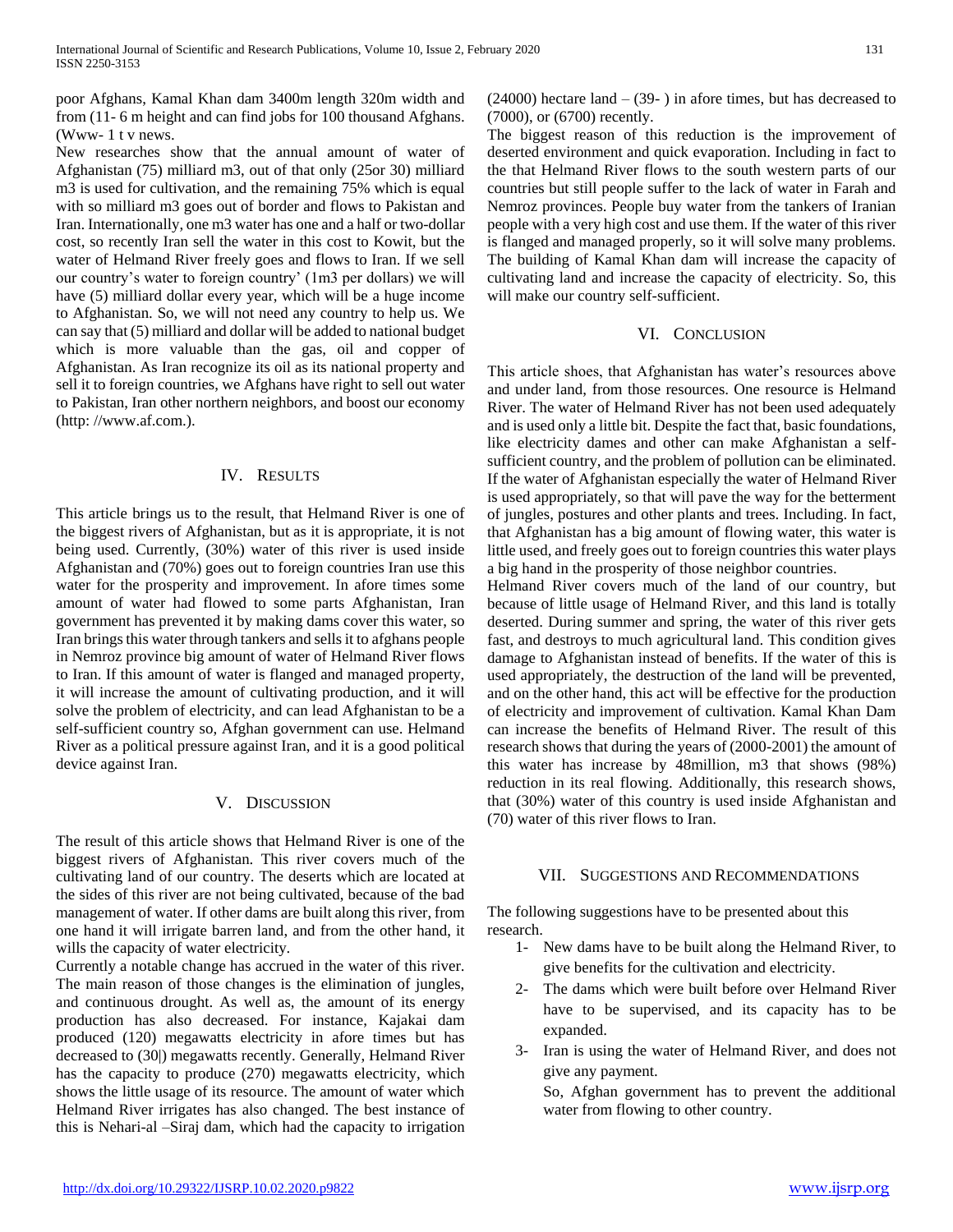poor Afghans, Kamal Khan dam 3400m length 320m width and from (11- 6 m height and can find jobs for 100 thousand Afghans. (Www- 1 t v news.

New researches show that the annual amount of water of Afghanistan (75) milliard m3, out of that only (25or 30) milliard m3 is used for cultivation, and the remaining 75% which is equal with so milliard m3 goes out of border and flows to Pakistan and Iran. Internationally, one m3 water has one and a half or two-dollar cost, so recently Iran sell the water in this cost to Kowit, but the water of Helmand River freely goes and flows to Iran. If we sell our country's water to foreign country' (1m3 per dollars) we will have (5) milliard dollar every year, which will be a huge income to Afghanistan. So, we will not need any country to help us. We can say that (5) milliard and dollar will be added to national budget which is more valuable than the gas, oil and copper of Afghanistan. As Iran recognize its oil as its national property and sell it to foreign countries, we Afghans have right to sell out water to Pakistan, Iran other northern neighbors, and boost our economy (http: //www.af.com.).

## IV. Results

This article brings us to the result, that Helmand River is one of the biggest rivers of Afghanistan, but as it is appropriate, it is not being used. Currently, (30%) water of this river is used inside Afghanistan and (70%) goes out to foreign countries Iran use this water for the prosperity and improvement. In afore times some amount of water had flowed to some parts Afghanistan, Iran government has prevented it by making dams cover this water, so Iran brings this water through tankers and sells it to afghans people in Nemroz province big amount of water of Helmand River flows to Iran. If this amount of water is flanged and managed property, it will increase the amount of cultivating production, and it will solve the problem of electricity, and can lead Afghanistan to be a self-sufficient country so, Afghan government can use. Helmand River as a political pressure against Iran, and it is a good political device against Iran.

## V. Discussion

The result of this article shows that Helmand River is one of the biggest rivers of Afghanistan. This river covers much of the cultivating land of our country. The deserts which are located at the sides of this river are not being cultivated, because of the bad management of water. If other dams are built along this river, from one hand it will irrigate barren land, and from the other hand, it wills the capacity of water electricity.

Currently a notable change has accrued in the water of this river. The main reason of those changes is the elimination of jungles, and continuous drought. As well as, the amount of its energy production has also decreased. For instance, Kajakai dam produced (120) megawatts electricity in afore times but has decreased to (30|) megawatts recently. Generally, Helmand River has the capacity to produce (270) megawatts electricity, which shows the little usage of its resource. The amount of water which Helmand River irrigates has also changed. The best instance of this is Nehari-al –Siraj dam, which had the capacity to irrigation (24000) hectare land – (39- ) in afore times, but has decreased to (7000), or (6700) recently.

The biggest reason of this reduction is the improvement of deserted environment and quick evaporation. Including in fact to the that Helmand River flows to the south western parts of our countries but still people suffer to the lack of water in Farah and Nemroz provinces. People buy water from the tankers of Iranian people with a very high cost and use them. If the water of this river is flanged and managed properly, so it will solve many problems. The building of Kamal Khan dam will increase the capacity of cultivating land and increase the capacity of electricity. So, this will make our country self-sufficient.

## VI. Conclusion

This article shoes, that Afghanistan has water's resources above and under land, from those resources. One resource is Helmand River. The water of Helmand River has not been used adequately and is used only a little bit. Despite the fact that, basic foundations, like electricity dames and other can make Afghanistan a self-sufficient country, and the problem of pollution can be eliminated. If the water of Afghanistan especially the water of Helmand River is used appropriately, so that will pave the way for the betterment of jungles, postures and other plants and trees. Including. In fact, that Afghanistan has a big amount of flowing water, this water is little used, and freely goes out to foreign countries this water plays a big hand in the prosperity of those neighbor countries.

Helmand River covers much of the land of our country, but because of little usage of Helmand River, and this land is totally deserted. During summer and spring, the water of this river gets fast, and destroys to much agricultural land. This condition gives damage to Afghanistan instead of benefits. If the water of this is used appropriately, the destruction of the land will be prevented, and on the other hand, this act will be effective for the production of electricity and improvement of cultivation. Kamal Khan Dam can increase the benefits of Helmand River. The result of this research shows that during the years of (2000-2001) the amount of this water has increase by 48million, m3 that shows (98%) reduction in its real flowing. Additionally, this research shows, that (30%) water of this country is used inside Afghanistan and (70) water of this river flows to Iran.

## VII. Suggestions and Recommendations

The following suggestions have to be presented about this research.

1- New dams have to be built along the Helmand River, to give benefits for the cultivation and electricity.

2- The dams which were built before over Helmand River have to be supervised, and its capacity has to be expanded.

3- Iran is using the water of Helmand River, and does not give any payment.

So, Afghan government has to prevent the additional water from flowing to other country.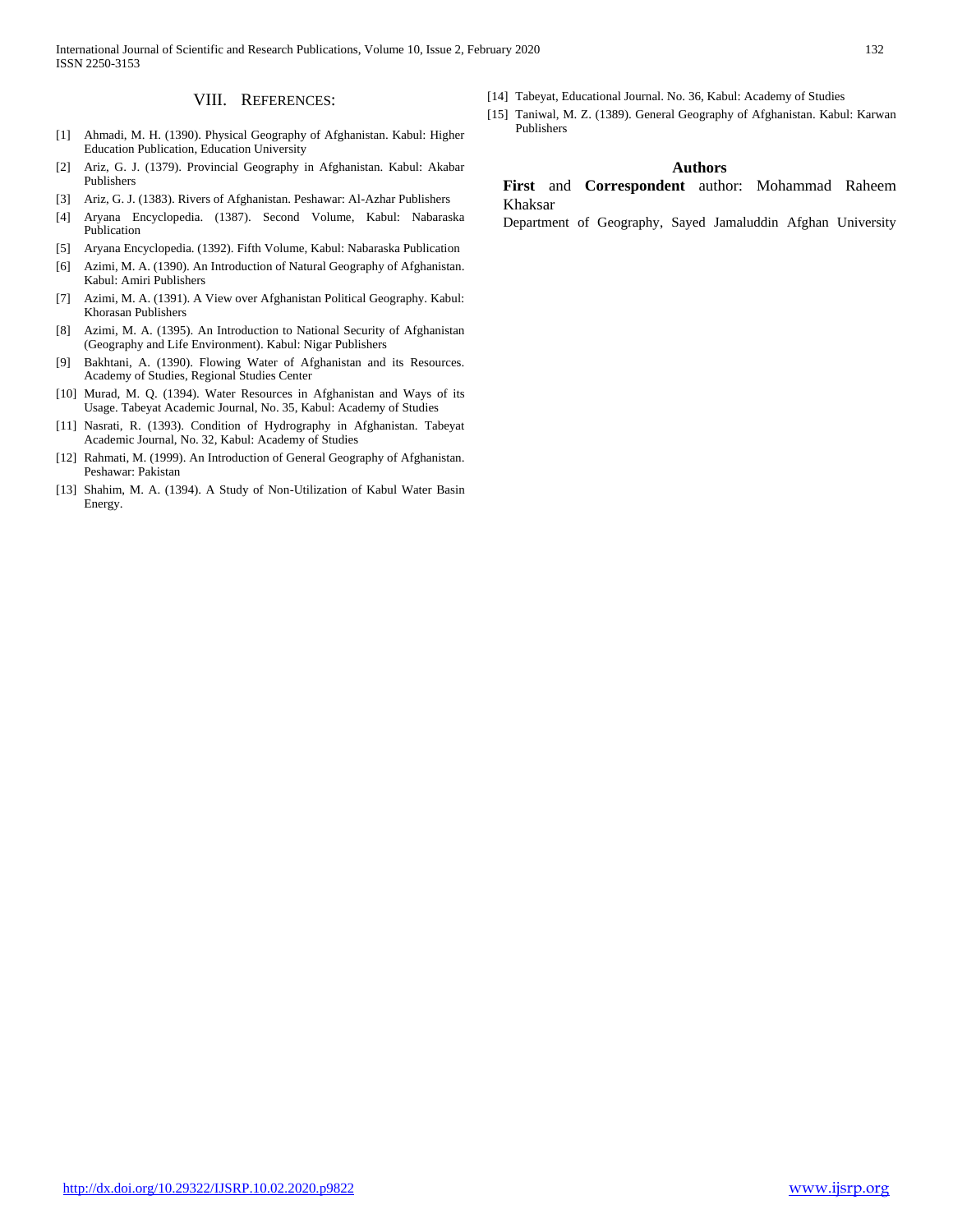## VIII. References:

[1] Ahmadi, M. H. (1390). Physical Geography of Afghanistan. Kabul: Higher Education Publication, Education University

[2] Ariz, G. J. (1379). Provincial Geography in Afghanistan. Kabul: Akabar Publishers

[3] Ariz, G. J. (1383). Rivers of Afghanistan. Peshawar: Al-Azhar Publishers

[4] Aryana Encyclopedia. (1387). Second Volume, Kabul: Nabaraska Publication

[5] Aryana Encyclopedia. (1392). Fifth Volume, Kabul: Nabaraska Publication

[6] Azimi, M. A. (1390). An Introduction of Natural Geography of Afghanistan. Kabul: Amiri Publishers

[7] Azimi, M. A. (1391). A View over Afghanistan Political Geography. Kabul: Khorasan Publishers

[8] Azimi, M. A. (1395). An Introduction to National Security of Afghanistan (Geography and Life Environment). Kabul: Nigar Publishers

[9] Bakhtani, A. (1390). Flowing Water of Afghanistan and its Resources. Academy of Studies, Regional Studies Center

[10] Murad, M. Q. (1394). Water Resources in Afghanistan and Ways of its Usage. Tabeyat Academic Journal, No. 35, Kabul: Academy of Studies

[11] Nasrati, R. (1393). Condition of Hydrography in Afghanistan. Tabeyat Academic Journal, No. 32, Kabul: Academy of Studies

[12] Rahmati, M. (1999). An Introduction of General Geography of Afghanistan. Peshawar: Pakistan

[13] Shahim, M. A. (1394). A Study of Non-Utilization of Kabul Water Basin Energy.

[14] Tabeyat, Educational Journal. No. 36, Kabul: Academy of Studies

[15] Taniwal, M. Z. (1389). General Geography of Afghanistan. Kabul: Karwan Publishers

### Authors

**First** and **Correspondent** author: Mohammad Raheem Khaksar

Department of Geography, Sayed Jamaluddin Afghan University